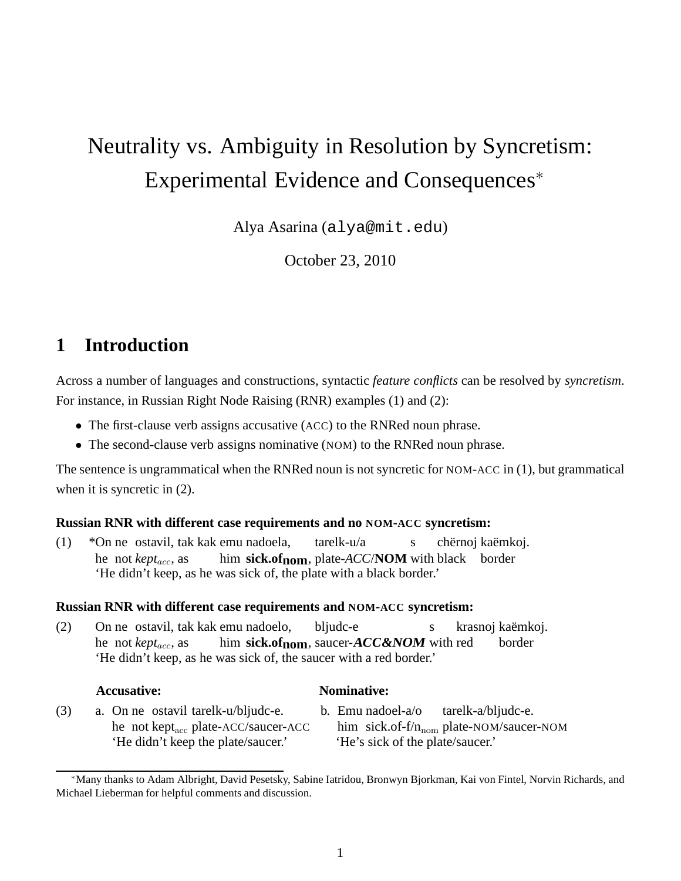# Neutrality vs. Ambiguity in Resolution by Syncretism: Experimental Evidence and Consequences*

Alya Asarina (alya@mit.edu)

October 23, 2010

## 1 Introduction

Across a number of languages and constructions, syntactic *feature conflicts* can be resolved by *syncretism*. For instance, in Russian Right Node Raising (RNR) examples (1) and (2):

- The first-clause verb assigns accusative (ACC) to the RNRed noun phrase.
- The second-clause verb assigns nominative (NOM) to the RNRed noun phrase.

The sentence is ungrammatical when the RNRed noun is not syncretic for NOM-ACC in (1), but grammatical when it is syncretic in (2).

**Russian RNR with different case requirements and no NOM-ACC syncretism:**

(1) \*On ne ostavil, tak kak emu nadoela, tarelk-u/a s chërnoj kaëmkoj.
he not *kept$_{acc}$*, as him **sick.of$_{\textbf{nom}}$**, plate-*ACC*/**NOM** with black border
'He didn't keep, as he was sick of, the plate with a black border.'

**Russian RNR with different case requirements and NOM-ACC syncretism:**

(2) On ne ostavil, tak kak emu nadoelo, bljudc-e s krasnoj kaëmkoj.
he not *kept$_{acc}$*, as him **sick.of$_{\textbf{nom}}$**, saucer-***ACC&NOM*** with red border
'He didn't keep, as he was sick of, the saucer with a red border.'

(3)

| **Accusative:** | **Nominative:** |
|---|---|
| a. On ne ostavil tarelk-u/bljudc-e.<br>he not kept$_{acc}$ plate-ACC/saucer-ACC<br>'He didn't keep the plate/saucer.' | b. Emu nadoel-a/o tarelk-a/bljudc-e.<br>him sick.of-f/n$_{nom}$ plate-NOM/saucer-NOM<br>'He's sick of the plate/saucer.' |

*Many thanks to Adam Albright, David Pesetsky, Sabine Iatridou, Bronwyn Bjorkman, Kai von Fintel, Norvin Richards, and Michael Lieberman for helpful comments and discussion.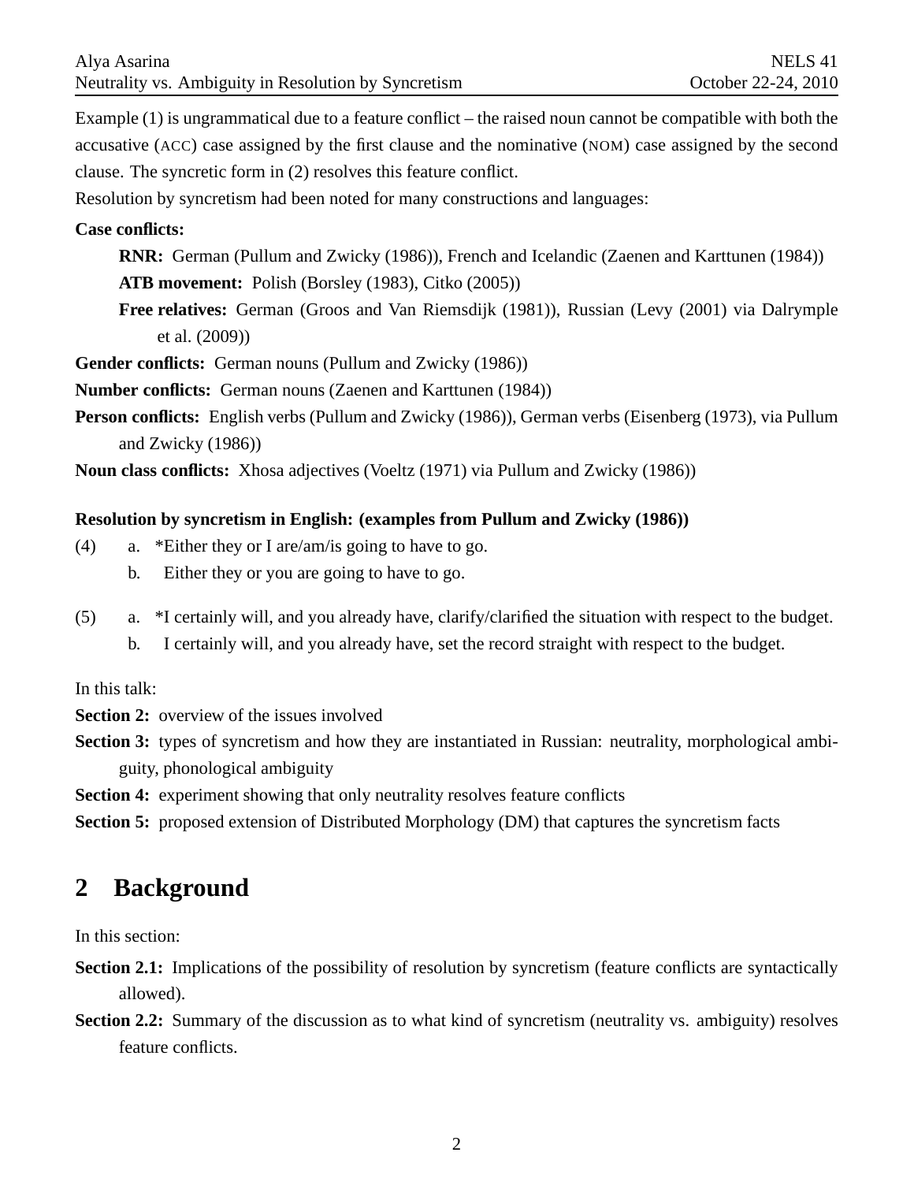Example (1) is ungrammatical due to a feature conflict – the raised noun cannot be compatible with both the accusative (ACC) case assigned by the first clause and the nominative (NOM) case assigned by the second clause. The syncretic form in (2) resolves this feature conflict.

Resolution by syncretism had been noted for many constructions and languages:

**Case conflicts:**

- **RNR:** German (Pullum and Zwicky (1986)), French and Icelandic (Zaenen and Karttunen (1984))
- **ATB movement:** Polish (Borsley (1983), Citko (2005))
- **Free relatives:** German (Groos and Van Riemsdijk (1981)), Russian (Levy (2001) via Dalrymple et al. (2009))

**Gender conflicts:** German nouns (Pullum and Zwicky (1986))

**Number conflicts:** German nouns (Zaenen and Karttunen (1984))

**Person conflicts:** English verbs (Pullum and Zwicky (1986)), German verbs (Eisenberg (1973), via Pullum and Zwicky (1986))

**Noun class conflicts:** Xhosa adjectives (Voeltz (1971) via Pullum and Zwicky (1986))

**Resolution by syncretism in English: (examples from Pullum and Zwicky (1986))**

(4) a. *Either they or I are/am/is going to have to go.
  b. Either they or you are going to have to go.

(5) a. *I certainly will, and you already have, clarify/clarified the situation with respect to the budget.
  b. I certainly will, and you already have, set the record straight with respect to the budget.

In this talk:

**Section 2:** overview of the issues involved

**Section 3:** types of syncretism and how they are instantiated in Russian: neutrality, morphological ambiguity, phonological ambiguity

**Section 4:** experiment showing that only neutrality resolves feature conflicts

**Section 5:** proposed extension of Distributed Morphology (DM) that captures the syncretism facts

# 2 Background

In this section:

**Section 2.1:** Implications of the possibility of resolution by syncretism (feature conflicts are syntactically allowed).

**Section 2.2:** Summary of the discussion as to what kind of syncretism (neutrality vs. ambiguity) resolves feature conflicts.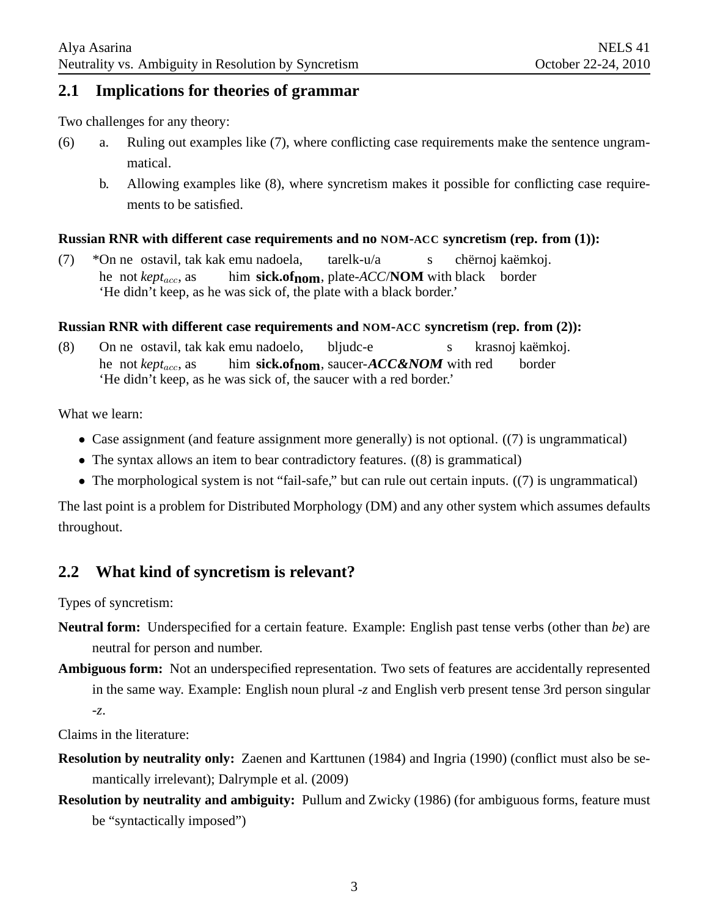## 2.1 Implications for theories of grammar

Two challenges for any theory:

(6) a. Ruling out examples like (7), where conflicting case requirements make the sentence ungrammatical.

b. Allowing examples like (8), where syncretism makes it possible for conflicting case requirements to be satisfied.

**Russian RNR with different case requirements and no NOM-ACC syncretism (rep. from (1)):**

(7) \*On ne ostavil, tak kak emu nadoela, tarelk-u/a s chërnoj kaëmkoj.
he not *kept*$_{acc}$, as him **sick.of$_{\textbf{nom}}$**, plate-*ACC*/**NOM** with black border
'He didn't keep, as he was sick of, the plate with a black border.'

**Russian RNR with different case requirements and NOM-ACC syncretism (rep. from (2)):**

(8) On ne ostavil, tak kak emu nadoelo, bljudc-e s krasnoj kaëmkoj.
he not *kept*$_{acc}$, as him **sick.of$_{\textbf{nom}}$**, saucer-***ACC&NOM*** with red border
'He didn't keep, as he was sick of, the saucer with a red border.'

What we learn:

- Case assignment (and feature assignment more generally) is not optional. ((7) is ungrammatical)
- The syntax allows an item to bear contradictory features. ((8) is grammatical)
- The morphological system is not "fail-safe," but can rule out certain inputs. ((7) is ungrammatical)

The last point is a problem for Distributed Morphology (DM) and any other system which assumes defaults throughout.

## 2.2 What kind of syncretism is relevant?

Types of syncretism:

**Neutral form:** Underspecified for a certain feature. Example: English past tense verbs (other than *be*) are neutral for person and number.

**Ambiguous form:** Not an underspecified representation. Two sets of features are accidentally represented in the same way. Example: English noun plural *-z* and English verb present tense 3rd person singular *-z*.

Claims in the literature:

**Resolution by neutrality only:** Zaenen and Karttunen (1984) and Ingria (1990) (conflict must also be semantically irrelevant); Dalrymple et al. (2009)

**Resolution by neutrality and ambiguity:** Pullum and Zwicky (1986) (for ambiguous forms, feature must be "syntactically imposed")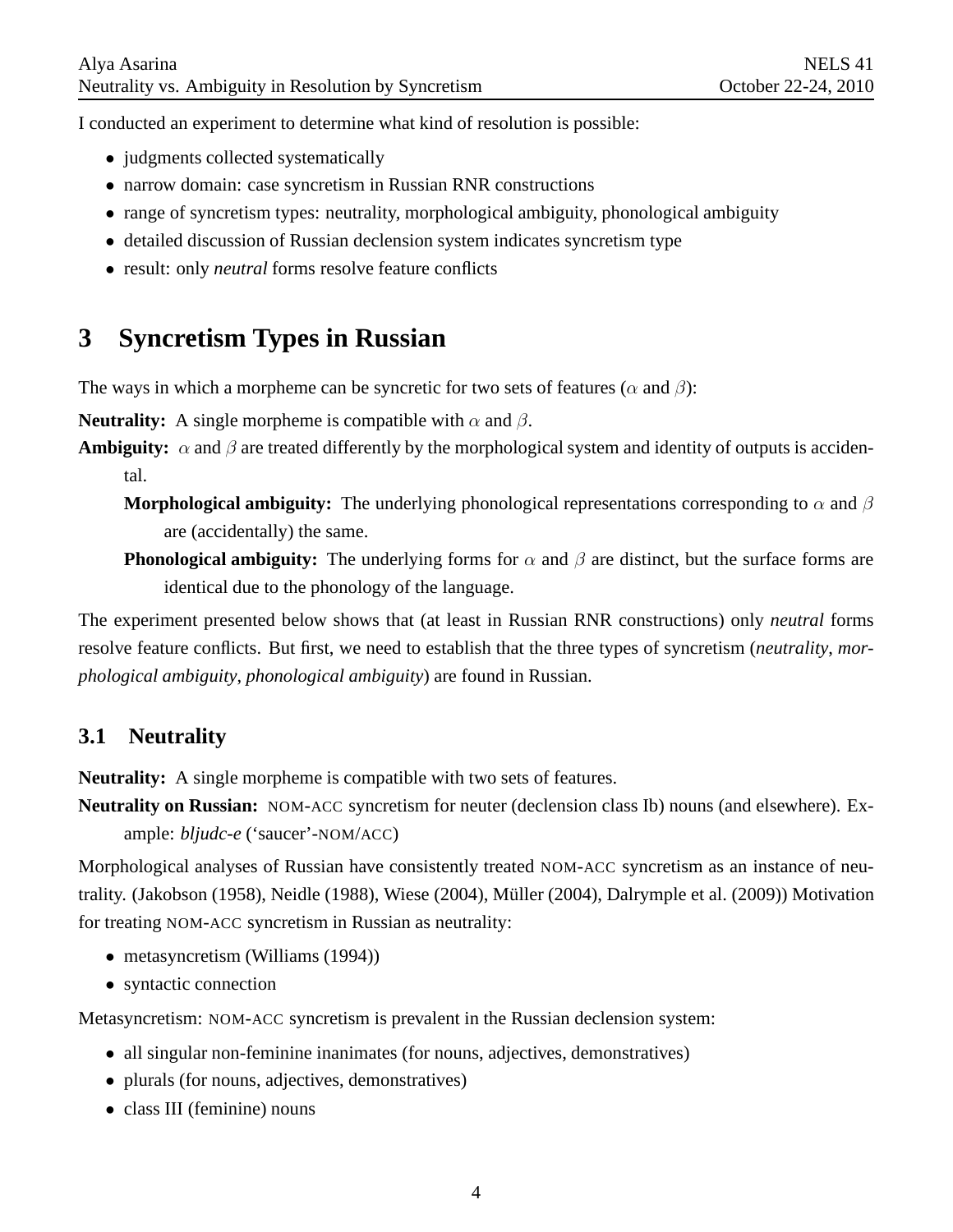I conducted an experiment to determine what kind of resolution is possible:

- judgments collected systematically
- narrow domain: case syncretism in Russian RNR constructions
- range of syncretism types: neutrality, morphological ambiguity, phonological ambiguity
- detailed discussion of Russian declension system indicates syncretism type
- result: only *neutral* forms resolve feature conflicts

# 3 Syncretism Types in Russian

The ways in which a morpheme can be syncretic for two sets of features ($\alpha$ and $\beta$):

**Neutrality:** A single morpheme is compatible with $\alpha$ and $\beta$.

**Ambiguity:** $\alpha$ and $\beta$ are treated differently by the morphological system and identity of outputs is accidental.

> **Morphological ambiguity:** The underlying phonological representations corresponding to $\alpha$ and $\beta$ are (accidentally) the same.
>
> **Phonological ambiguity:** The underlying forms for $\alpha$ and $\beta$ are distinct, but the surface forms are identical due to the phonology of the language.

The experiment presented below shows that (at least in Russian RNR constructions) only *neutral* forms resolve feature conflicts. But first, we need to establish that the three types of syncretism (*neutrality*, *morphological ambiguity*, *phonological ambiguity*) are found in Russian.

## 3.1 Neutrality

**Neutrality:** A single morpheme is compatible with two sets of features.

**Neutrality on Russian:** NOM-ACC syncretism for neuter (declension class Ib) nouns (and elsewhere). Example: *bljudc-e* ('saucer'-NOM/ACC)

Morphological analyses of Russian have consistently treated NOM-ACC syncretism as an instance of neutrality. (Jakobson (1958), Neidle (1988), Wiese (2004), Müller (2004), Dalrymple et al. (2009)) Motivation for treating NOM-ACC syncretism in Russian as neutrality:

- metasyncretism (Williams (1994))
- syntactic connection

Metasyncretism: NOM-ACC syncretism is prevalent in the Russian declension system:

- all singular non-feminine inanimates (for nouns, adjectives, demonstratives)
- plurals (for nouns, adjectives, demonstratives)
- class III (feminine) nouns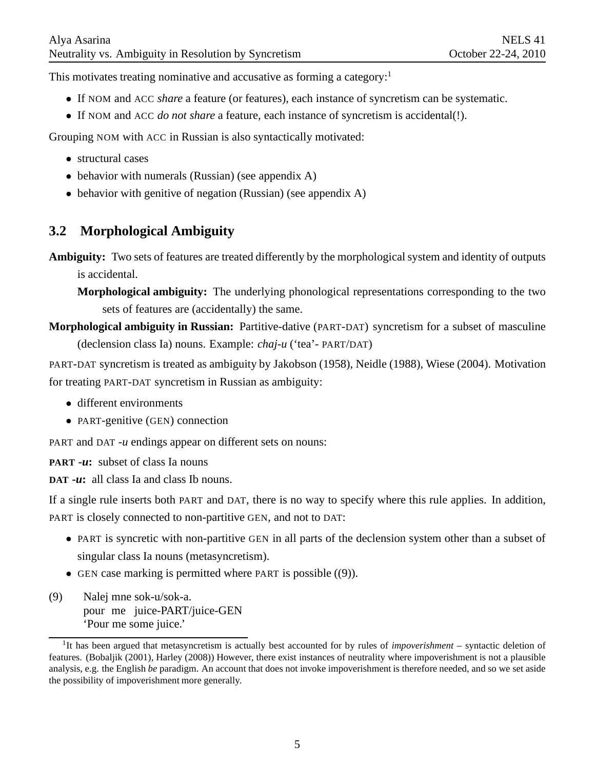This motivates treating nominative and accusative as forming a category:[1]

- If NOM and ACC *share* a feature (or features), each instance of syncretism can be systematic.
- If NOM and ACC *do not share* a feature, each instance of syncretism is accidental(!).

Grouping NOM with ACC in Russian is also syntactically motivated:

- structural cases
- behavior with numerals (Russian) (see appendix A)
- behavior with genitive of negation (Russian) (see appendix A)

## 3.2 Morphological Ambiguity

**Ambiguity:** Two sets of features are treated differently by the morphological system and identity of outputs is accidental.

**Morphological ambiguity:** The underlying phonological representations corresponding to the two sets of features are (accidentally) the same.

**Morphological ambiguity in Russian:** Partitive-dative (PART-DAT) syncretism for a subset of masculine (declension class Ia) nouns. Example: *chaj-u* ('tea'- PART/DAT)

PART-DAT syncretism is treated as ambiguity by Jakobson (1958), Neidle (1988), Wiese (2004). Motivation for treating PART-DAT syncretism in Russian as ambiguity:

- different environments
- PART-genitive (GEN) connection

PART and DAT *-u* endings appear on different sets on nouns:

**PART *-u*:** subset of class Ia nouns

**DAT *-u*:** all class Ia and class Ib nouns.

If a single rule inserts both PART and DAT, there is no way to specify where this rule applies. In addition, PART is closely connected to non-partitive GEN, and not to DAT:

- PART is syncretic with non-partitive GEN in all parts of the declension system other than a subset of singular class Ia nouns (metasyncretism).
- GEN case marking is permitted where PART is possible ((9)).

(9) Nalej mne sok-u/sok-a.
 pour me juice-PART/juice-GEN
 'Pour me some juice.'

[1] It has been argued that metasyncretism is actually best accounted for by rules of *impoverishment* – syntactic deletion of features. (Bobaljik (2001), Harley (2008)) However, there exist instances of neutrality where impoverishment is not a plausible analysis, e.g. the English *be* paradigm. An account that does not invoke impoverishment is therefore needed, and so we set aside the possibility of impoverishment more generally.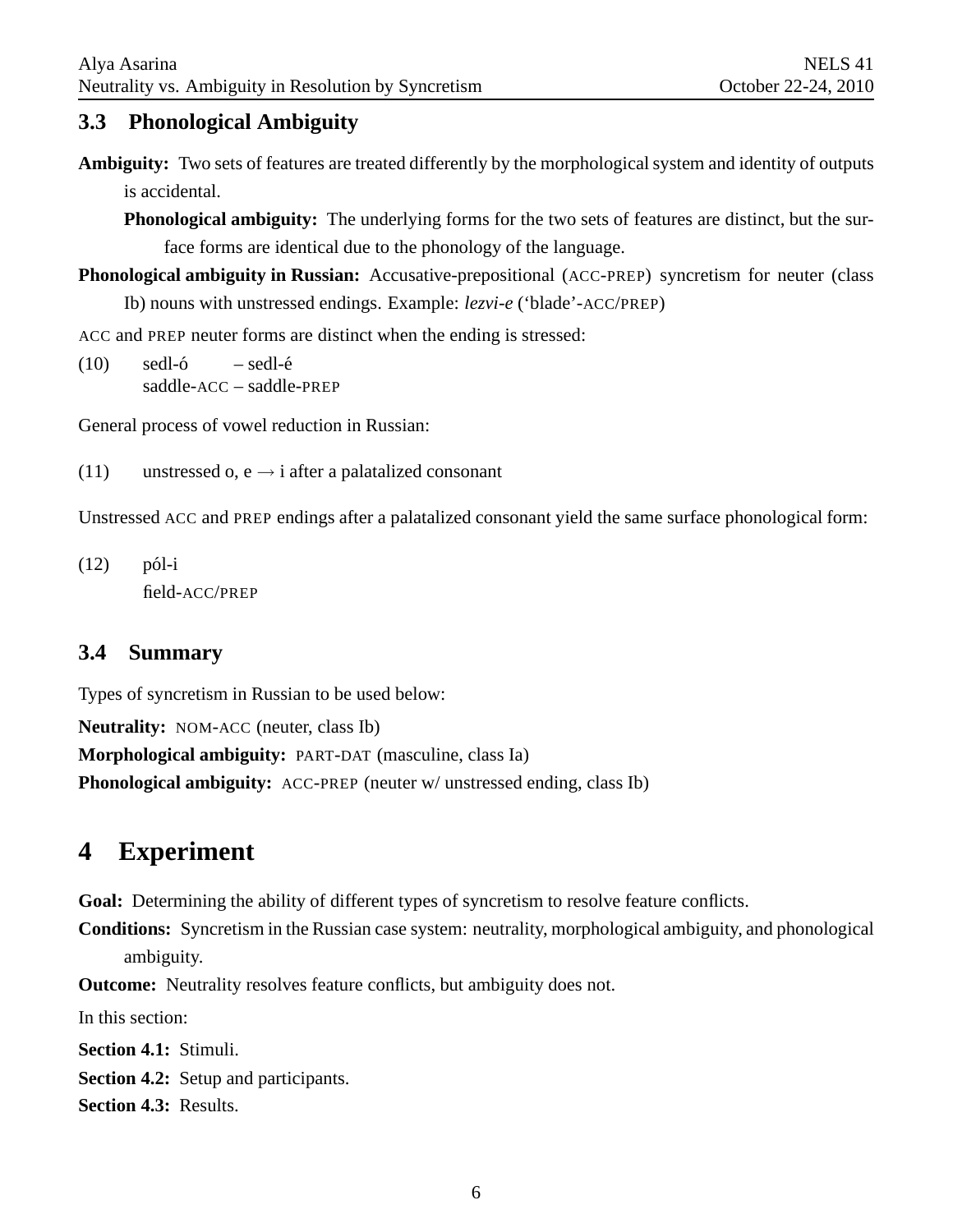### 3.3 Phonological Ambiguity

**Ambiguity:** Two sets of features are treated differently by the morphological system and identity of outputs is accidental.

**Phonological ambiguity:** The underlying forms for the two sets of features are distinct, but the surface forms are identical due to the phonology of the language.

**Phonological ambiguity in Russian:** Accusative-prepositional (ACC-PREP) syncretism for neuter (class Ib) nouns with unstressed endings. Example: *lezvi-e* ('blade'-ACC/PREP)

ACC and PREP neuter forms are distinct when the ending is stressed:

(10) sedl-ó – sedl-é
saddle-ACC – saddle-PREP

General process of vowel reduction in Russian:

(11) unstressed o, e → i after a palatalized consonant

Unstressed ACC and PREP endings after a palatalized consonant yield the same surface phonological form:

(12) pól-i
field-ACC/PREP

### 3.4 Summary

Types of syncretism in Russian to be used below:

**Neutrality:** NOM-ACC (neuter, class Ib)

**Morphological ambiguity:** PART-DAT (masculine, class Ia)

**Phonological ambiguity:** ACC-PREP (neuter w/ unstressed ending, class Ib)

## 4 Experiment

**Goal:** Determining the ability of different types of syncretism to resolve feature conflicts.

**Conditions:** Syncretism in the Russian case system: neutrality, morphological ambiguity, and phonological ambiguity.

**Outcome:** Neutrality resolves feature conflicts, but ambiguity does not.

In this section:

**Section 4.1:** Stimuli.

**Section 4.2:** Setup and participants.

**Section 4.3:** Results.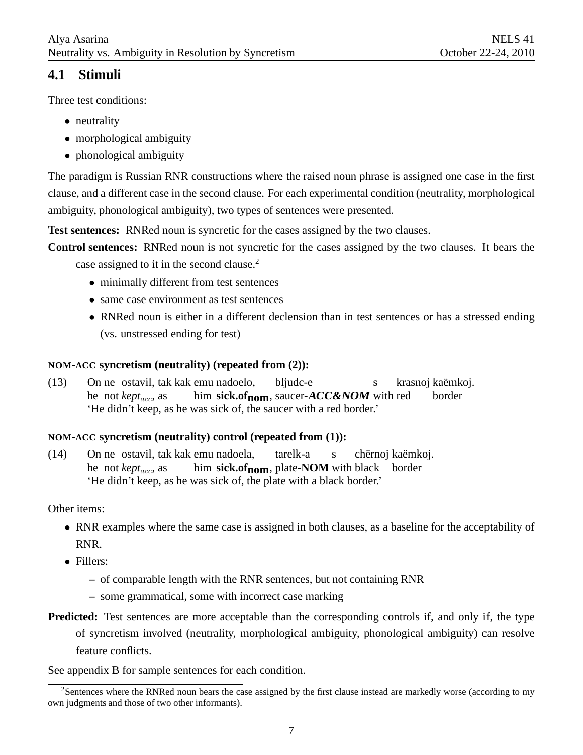## 4.1 Stimuli

Three test conditions:

- neutrality
- morphological ambiguity
- phonological ambiguity

The paradigm is Russian RNR constructions where the raised noun phrase is assigned one case in the first clause, and a different case in the second clause. For each experimental condition (neutrality, morphological ambiguity, phonological ambiguity), two types of sentences were presented.

**Test sentences:** RNRed noun is syncretic for the cases assigned by the two clauses.

**Control sentences:** RNRed noun is not syncretic for the cases assigned by the two clauses. It bears the case assigned to it in the second clause.[2]

- minimally different from test sentences
- same case environment as test sentences
- RNRed noun is either in a different declension than in test sentences or has a stressed ending (vs. unstressed ending for test)

**NOM-ACC syncretism (neutrality) (repeated from (2)):**

(13) On ne ostavil, tak kak emu nadoelo, bljudc-e s krasnoj kaëmkoj.
he not *kept*$_{acc}$, as him **sick.of$_{\mathbf{nom}}$**, saucer-***ACC&NOM*** with red border
'He didn't keep, as he was sick of, the saucer with a red border.'

**NOM-ACC syncretism (neutrality) control (repeated from (1)):**

(14) On ne ostavil, tak kak emu nadoela, tarelk-a s chërnoj kaëmkoj.
he not *kept*$_{acc}$, as him **sick.of$_{\mathbf{nom}}$**, plate-**NOM** with black border
'He didn't keep, as he was sick of, the plate with a black border.'

Other items:

- RNR examples where the same case is assigned in both clauses, as a baseline for the acceptability of RNR.
- Fillers:
  - of comparable length with the RNR sentences, but not containing RNR
  - some grammatical, some with incorrect case marking

**Predicted:** Test sentences are more acceptable than the corresponding controls if, and only if, the type of syncretism involved (neutrality, morphological ambiguity, phonological ambiguity) can resolve feature conflicts.

See appendix B for sample sentences for each condition.

[2] Sentences where the RNRed noun bears the case assigned by the first clause instead are markedly worse (according to my own judgments and those of two other informants).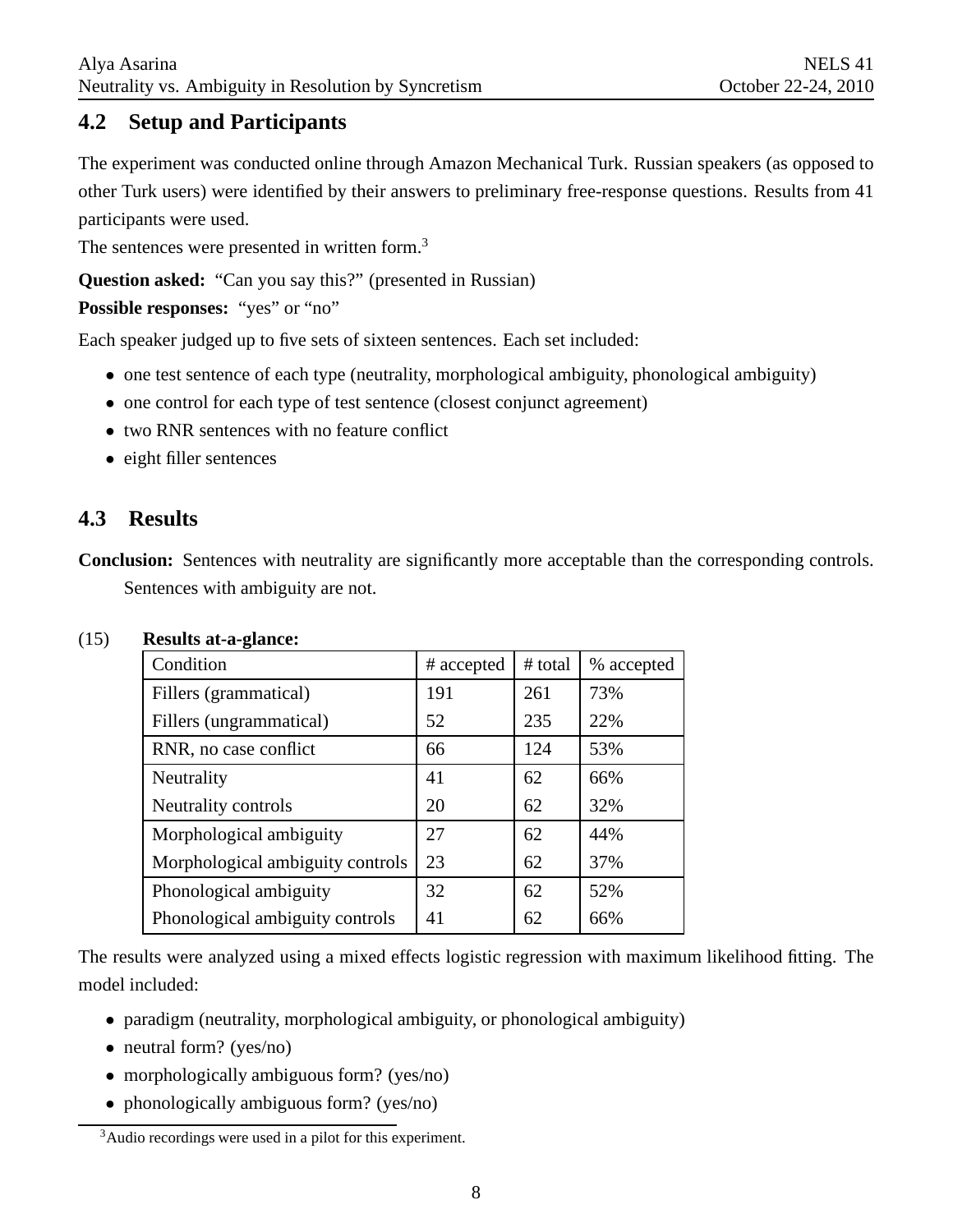### 4.2 Setup and Participants

The experiment was conducted online through Amazon Mechanical Turk. Russian speakers (as opposed to other Turk users) were identified by their answers to preliminary free-response questions. Results from 41 participants were used.

The sentences were presented in written form.[3]

**Question asked:** "Can you say this?" (presented in Russian)

**Possible responses:** "yes" or "no"

Each speaker judged up to five sets of sixteen sentences. Each set included:

- one test sentence of each type (neutrality, morphological ambiguity, phonological ambiguity)
- one control for each type of test sentence (closest conjunct agreement)
- two RNR sentences with no feature conflict
- eight filler sentences

### 4.3 Results

**Conclusion:** Sentences with neutrality are significantly more acceptable than the corresponding controls. Sentences with ambiguity are not.

(15) **Results at-a-glance:**

| Condition | # accepted | # total | % accepted |
|---|---|---|---|
| Fillers (grammatical) | 191 | 261 | 73% |
| Fillers (ungrammatical) | 52 | 235 | 22% |
| RNR, no case conflict | 66 | 124 | 53% |
| Neutrality | 41 | 62 | 66% |
| Neutrality controls | 20 | 62 | 32% |
| Morphological ambiguity | 27 | 62 | 44% |
| Morphological ambiguity controls | 23 | 62 | 37% |
| Phonological ambiguity | 32 | 62 | 52% |
| Phonological ambiguity controls | 41 | 62 | 66% |

The results were analyzed using a mixed effects logistic regression with maximum likelihood fitting. The model included:

- paradigm (neutrality, morphological ambiguity, or phonological ambiguity)
- neutral form? (yes/no)
- morphologically ambiguous form? (yes/no)
- phonologically ambiguous form? (yes/no)

[3] Audio recordings were used in a pilot for this experiment.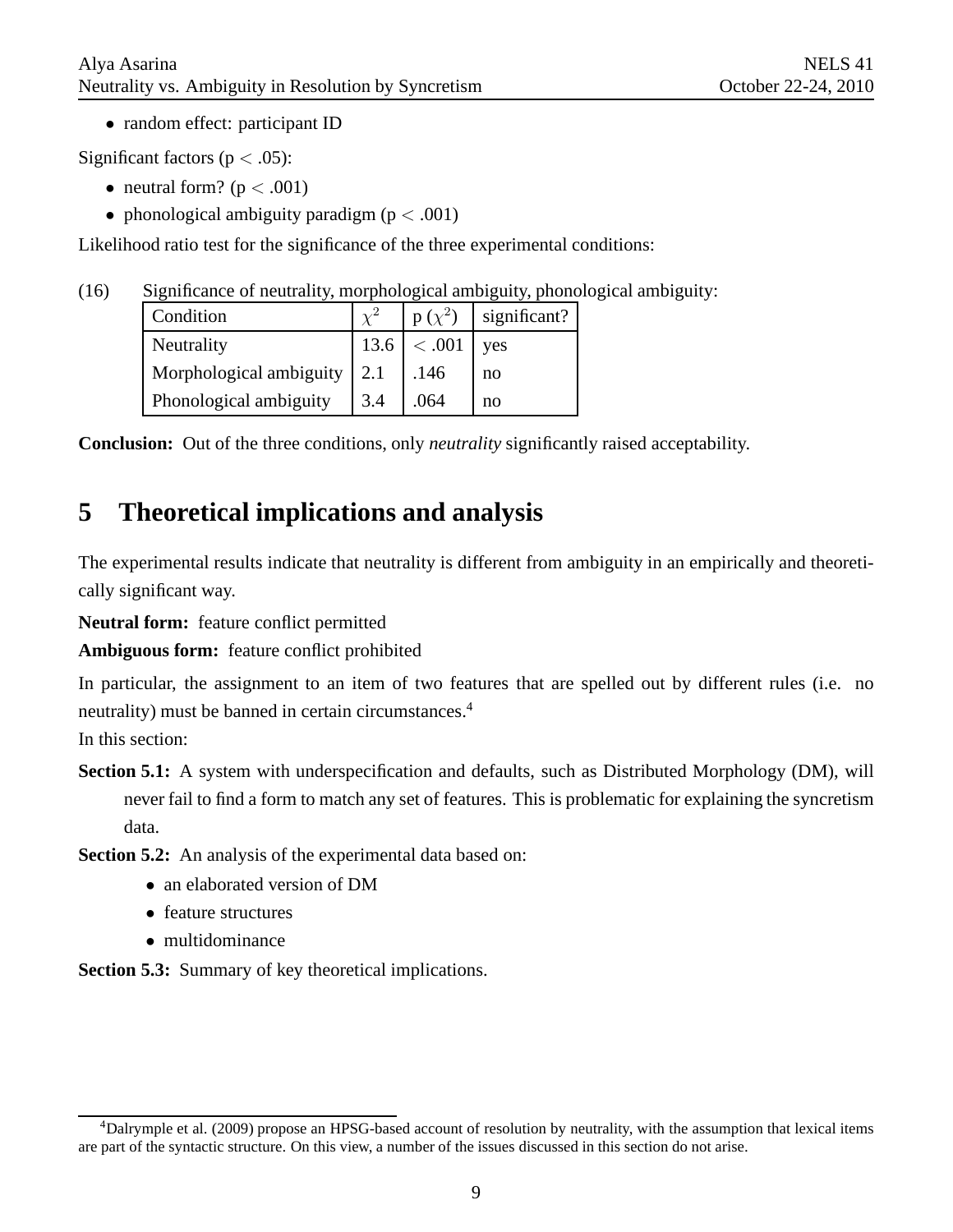- random effect: participant ID

Significant factors ($p < .05$):

- neutral form? ($p < .001$)
- phonological ambiguity paradigm ($p < .001$)

Likelihood ratio test for the significance of the three experimental conditions:

(16) Significance of neutrality, morphological ambiguity, phonological ambiguity:

| Condition | $\chi^2$ | p ($\chi^2$) | significant? |
|---|---|---|---|
| Neutrality | 13.6 | $< .001$ | yes |
| Morphological ambiguity | 2.1 | .146 | no |
| Phonological ambiguity | 3.4 | .064 | no |

**Conclusion:** Out of the three conditions, only *neutrality* significantly raised acceptability.

## 5 Theoretical implications and analysis

The experimental results indicate that neutrality is different from ambiguity in an empirically and theoretically significant way.

**Neutral form:** feature conflict permitted

**Ambiguous form:** feature conflict prohibited

In particular, the assignment to an item of two features that are spelled out by different rules (i.e. no neutrality) must be banned in certain circumstances.[4]

In this section:

**Section 5.1:** A system with underspecification and defaults, such as Distributed Morphology (DM), will never fail to find a form to match any set of features. This is problematic for explaining the syncretism data.

**Section 5.2:** An analysis of the experimental data based on:

- an elaborated version of DM
- feature structures
- multidominance

**Section 5.3:** Summary of key theoretical implications.

[4] Dalrymple et al. (2009) propose an HPSG-based account of resolution by neutrality, with the assumption that lexical items are part of the syntactic structure. On this view, a number of the issues discussed in this section do not arise.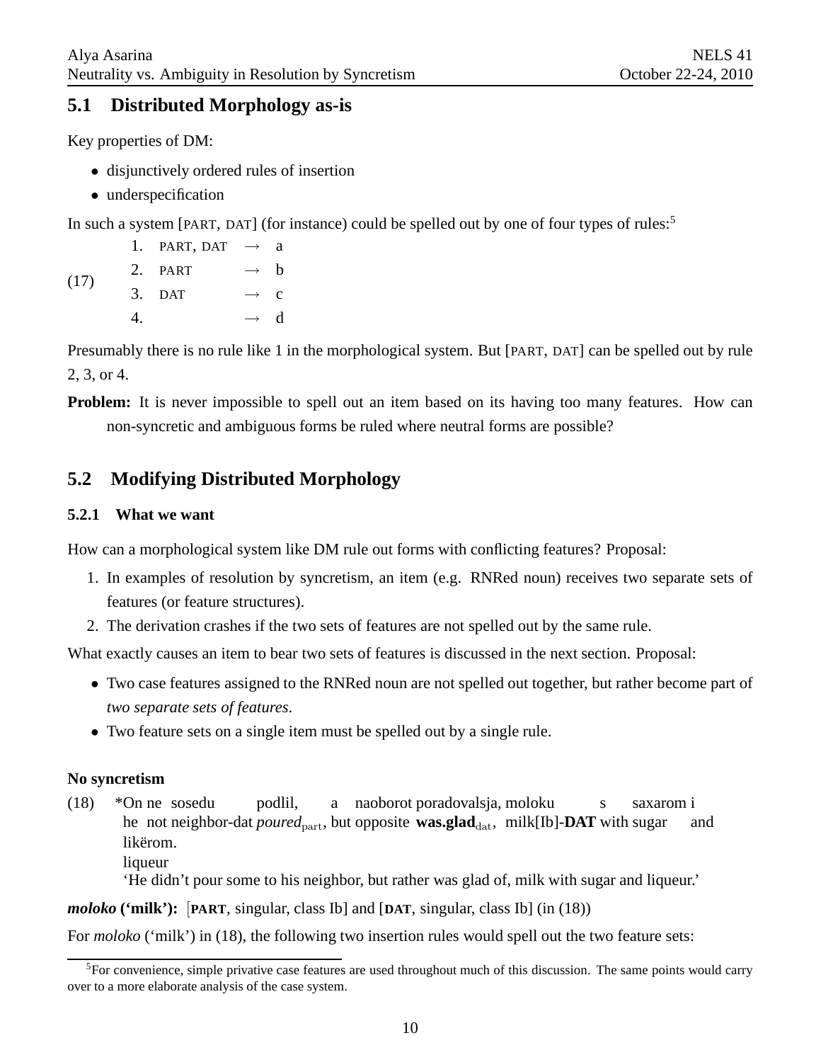### 5.1 Distributed Morphology as-is

Key properties of DM:

- disjunctively ordered rules of insertion
- underspecification

In such a system [PART, DAT] (for instance) could be spelled out by one of four types of rules:[5]

(17)

1. PART, DAT → a
2. PART → b
3. DAT → c
4. → d

Presumably there is no rule like 1 in the morphological system. But [PART, DAT] can be spelled out by rule 2, 3, or 4.

**Problem:** It is never impossible to spell out an item based on its having too many features. How can non-syncretic and ambiguous forms be ruled where neutral forms are possible?

### 5.2 Modifying Distributed Morphology

#### 5.2.1 What we want

How can a morphological system like DM rule out forms with conflicting features? Proposal:

1. In examples of resolution by syncretism, an item (e.g. RNRed noun) receives two separate sets of features (or feature structures).
2. The derivation crashes if the two sets of features are not spelled out by the same rule.

What exactly causes an item to bear two sets of features is discussed in the next section. Proposal:

- Two case features assigned to the RNRed noun are not spelled out together, but rather become part of *two separate sets of features*.
- Two feature sets on a single item must be spelled out by a single rule.

**No syncretism**

(18) \*On ne sosedu podlil, a naoborot poradovalsja, moloku s saxarom i likërom.
he not neighbor-dat *poured*$_{\text{part}}$, but opposite **was.glad**$_{\text{dat}}$, milk[Ib]-**DAT** with sugar and liqueur
'He didn't pour some to his neighbor, but rather was glad of, milk with sugar and liqueur.'

***moloko* ('milk'):** [**PART**, singular, class Ib] and [**DAT**, singular, class Ib] (in (18))

For *moloko* ('milk') in (18), the following two insertion rules would spell out the two feature sets:

[5] For convenience, simple privative case features are used throughout much of this discussion. The same points would carry over to a more elaborate analysis of the case system.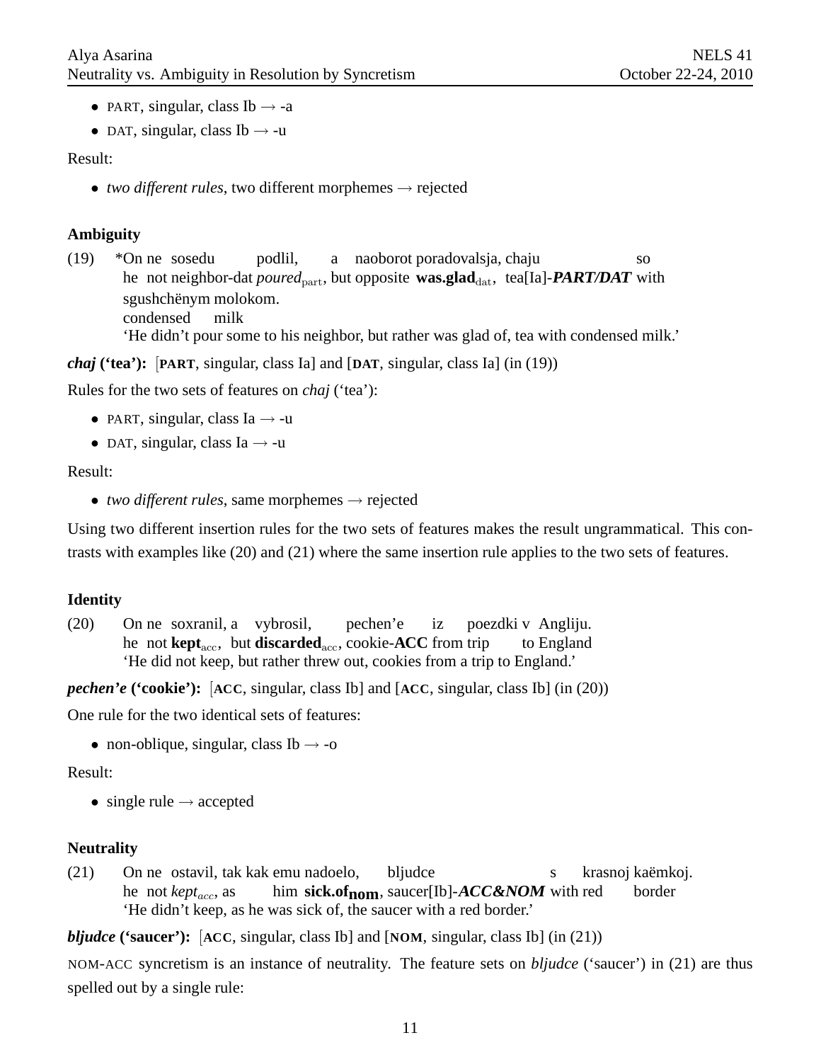- PART, singular, class Ib → -a
- DAT, singular, class Ib → -u

Result:

- *two different rules*, two different morphemes → rejected

**Ambiguity**

(19) *On ne sosedu podlil, a naoborot poradovalsja, chaju so
he not neighbor-dat *poured*$_{\text{part}}$, but opposite **was.glad**$_{\text{dat}}$, tea[Ia]-***PART/DAT*** with
sgushchënym molokom.
condensed milk
'He didn't pour some to his neighbor, but rather was glad of, tea with condensed milk.'

***chaj* ('tea'):** [**PART**, singular, class Ia] and [**DAT**, singular, class Ia] (in (19))

Rules for the two sets of features on *chaj* ('tea'):

- PART, singular, class Ia → -u
- DAT, singular, class Ia → -u

Result:

- *two different rules*, same morphemes → rejected

Using two different insertion rules for the two sets of features makes the result ungrammatical. This contrasts with examples like (20) and (21) where the same insertion rule applies to the two sets of features.

**Identity**

(20) On ne soxranil, a vybrosil, pechen'e iz poezdki v Angliju.
he not **kept**$_{\text{acc}}$, but **discarded**$_{\text{acc}}$, cookie-**ACC** from trip to England
'He did not keep, but rather threw out, cookies from a trip to England.'

***pechen'e* ('cookie'):** [**ACC**, singular, class Ib] and [**ACC**, singular, class Ib] (in (20))

One rule for the two identical sets of features:

- non-oblique, singular, class Ib → -o

Result:

- single rule → accepted

**Neutrality**

(21) On ne ostavil, tak kak emu nadoelo, bljudce s krasnoj kaëmkoj.
he not *kept*$_{acc}$, as him **sick.of**$_{\textbf{nom}}$, saucer[Ib]-***ACC&NOM*** with red border
'He didn't keep, as he was sick of, the saucer with a red border.'

***bljudce* ('saucer'):** [**ACC**, singular, class Ib] and [**NOM**, singular, class Ib] (in (21))

NOM-ACC syncretism is an instance of neutrality. The feature sets on *bljudce* ('saucer') in (21) are thus spelled out by a single rule: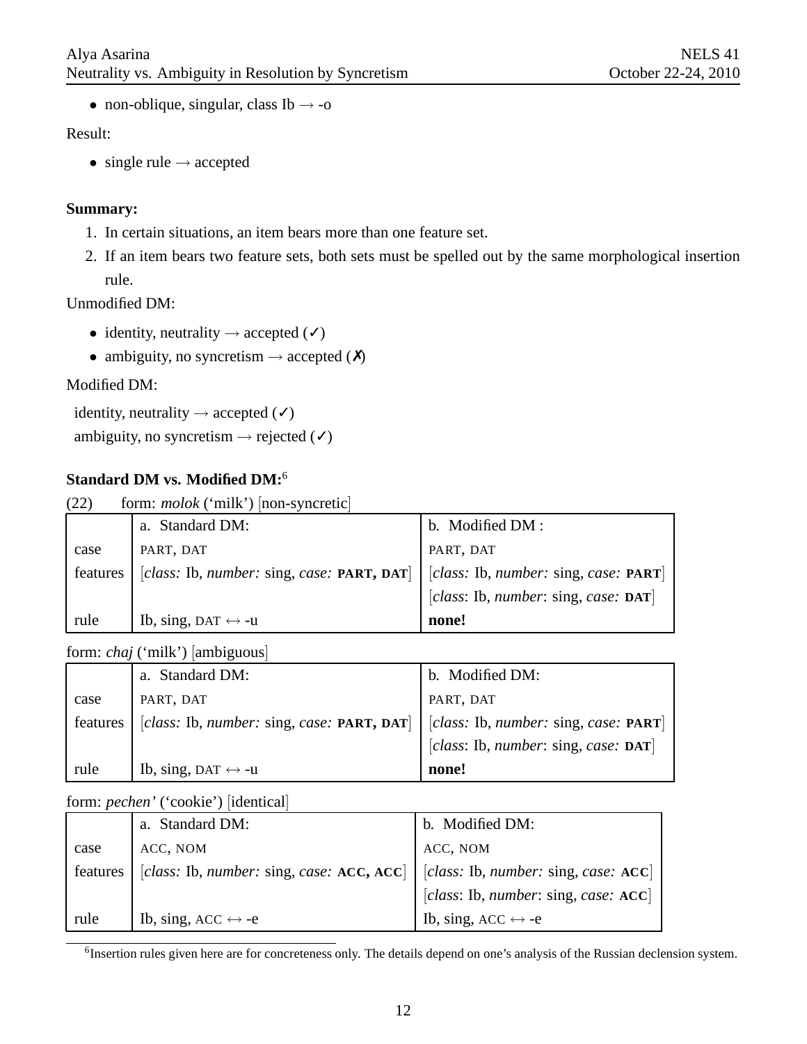- non-oblique, singular, class Ib → -o

Result:

- single rule → accepted

**Summary:**

1. In certain situations, an item bears more than one feature set.
2. If an item bears two feature sets, both sets must be spelled out by the same morphological insertion rule.

Unmodified DM:

- identity, neutrality → accepted (✓)
- ambiguity, no syncretism → accepted (✗)

Modified DM:

identity, neutrality → accepted (✓)
ambiguity, no syncretism → rejected (✓)

**Standard DM vs. Modified DM:**[6]

(22) form: *molok* (‘milk’) [non-syncretic]

| | a. Standard DM: | b. Modified DM : |
|---|---|---|
| case | PART, DAT | PART, DAT |
| features | [*class:* Ib, *number:* sing, *case:* **PART, DAT**] | [*class:* Ib, *number:* sing, *case:* **PART**] |
| | | [*class*: Ib, *number*: sing, *case:* **DAT**] |
| rule | Ib, sing, DAT ↔ -u | **none!** |

form: *chaj* (‘milk’) [ambiguous]

| | a. Standard DM: | b. Modified DM: |
|---|---|---|
| case | PART, DAT | PART, DAT |
| features | [*class:* Ib, *number:* sing, *case:* **PART, DAT**] | [*class:* Ib, *number:* sing, *case:* **PART**] |
| | | [*class*: Ib, *number*: sing, *case:* **DAT**] |
| rule | Ib, sing, DAT ↔ -u | **none!** |

form: *pechen’* (‘cookie’) [identical]

| | a. Standard DM: | b. Modified DM: |
|---|---|---|
| case | ACC, NOM | ACC, NOM |
| features | [*class:* Ib, *number:* sing, *case:* **ACC, ACC**] | [*class:* Ib, *number:* sing, *case:* **ACC**] |
| | | [*class*: Ib, *number*: sing, *case:* **ACC**] |
| rule | Ib, sing, ACC ↔ -e | Ib, sing, ACC ↔ -e |

[6] Insertion rules given here are for concreteness only. The details depend on one’s analysis of the Russian declension system.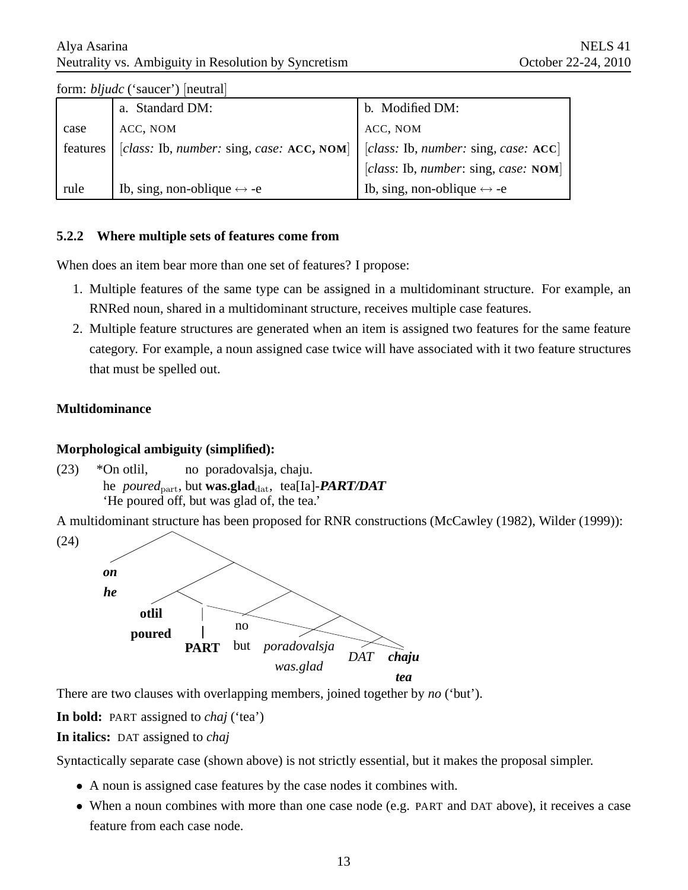form: *bljudc* (‘saucer’) [neutral]

| | a. Standard DM: | b. Modified DM: |
|---|---|---|
| case | ACC, NOM | ACC, NOM |
| features | [*class:* Ib, *number:* sing, *case:* **ACC, NOM**] | [*class:* Ib, *number:* sing, *case:* **ACC**] |
| | | [*class*: Ib, *number*: sing, *case:* **NOM**] |
| rule | Ib, sing, non-oblique ↔ -e | Ib, sing, non-oblique ↔ -e |

### 5.2.2 Where multiple sets of features come from

When does an item bear more than one set of features? I propose:

1. Multiple features of the same type can be assigned in a multidominant structure. For example, an RNRed noun, shared in a multidominant structure, receives multiple case features.
2. Multiple feature structures are generated when an item is assigned two features for the same feature category. For example, a noun assigned case twice will have associated with it two feature structures that must be spelled out.

**Multidominance**

**Morphological ambiguity (simplified):**

(23) \*On otlil, no poradovalsja, chaju.
he *poured*$_{\text{part}}$, but **was.glad**$_{\text{dat}}$, tea[Ia]-***PART/DAT***
‘He poured off, but was glad of, the tea.’

A multidominant structure has been proposed for RNR constructions (McCawley (1982), Wilder (1999)):

(24) [Tree: ***on*** / ***he***; **otlil** / **poured**; **PART**; no / but; *poradovalsja* / *was.glad*; *DAT*; ***chaju*** / ***tea***]

There are two clauses with overlapping members, joined together by *no* (‘but’).

**In bold:** PART assigned to *chaj* (‘tea’)

**In italics:** DAT assigned to *chaj*

Syntactically separate case (shown above) is not strictly essential, but it makes the proposal simpler.

- A noun is assigned case features by the case nodes it combines with.
- When a noun combines with more than one case node (e.g. PART and DAT above), it receives a case feature from each case node.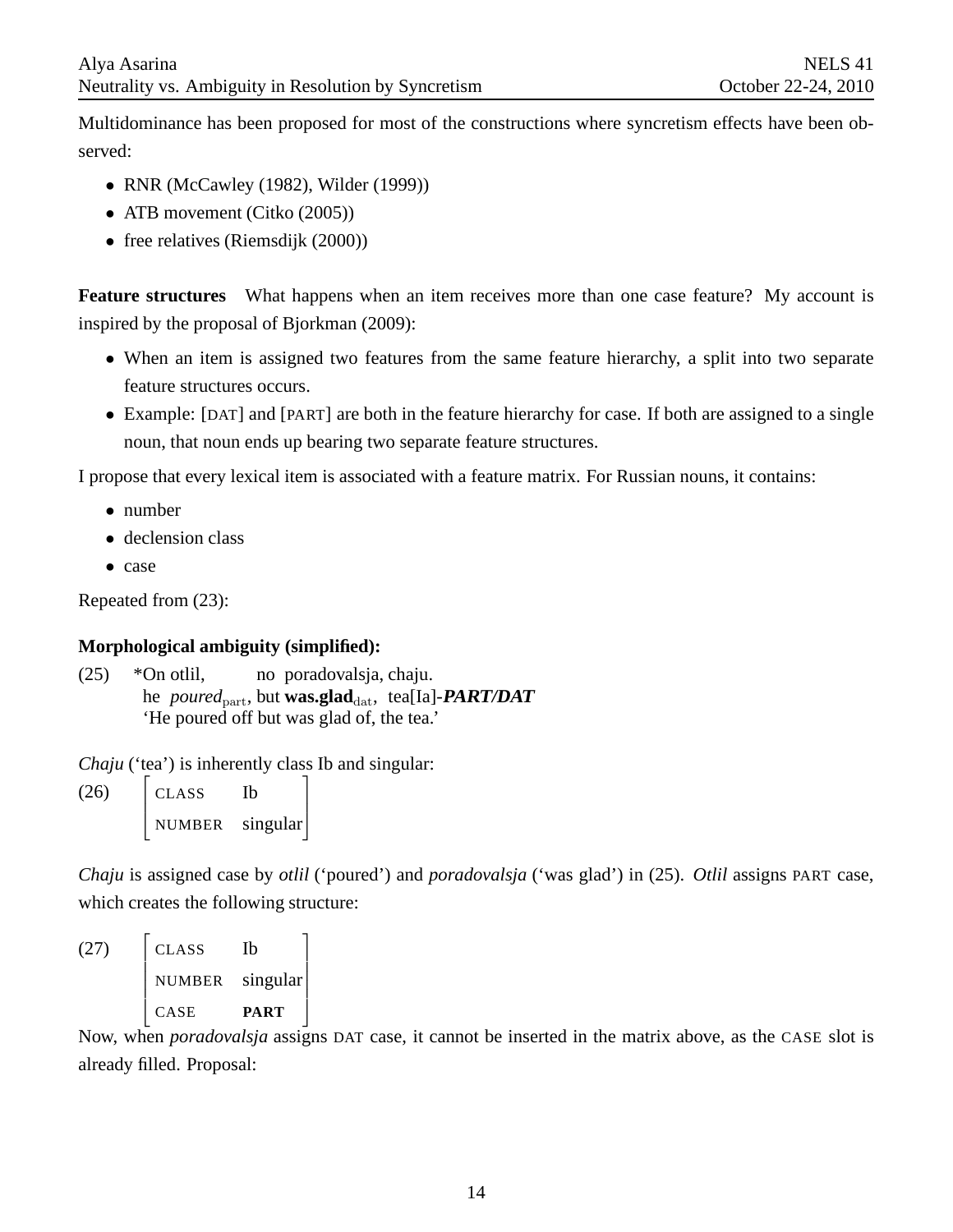Multidominance has been proposed for most of the constructions where syncretism effects have been observed:

- RNR (McCawley (1982), Wilder (1999))
- ATB movement (Citko (2005))
- free relatives (Riemsdijk (2000))

**Feature structures** What happens when an item receives more than one case feature? My account is inspired by the proposal of Bjorkman (2009):

- When an item is assigned two features from the same feature hierarchy, a split into two separate feature structures occurs.
- Example: [DAT] and [PART] are both in the feature hierarchy for case. If both are assigned to a single noun, that noun ends up bearing two separate feature structures.

I propose that every lexical item is associated with a feature matrix. For Russian nouns, it contains:

- number
- declension class
- case

Repeated from (23):

**Morphological ambiguity (simplified):**

(25) \*On otlil, no poradovalsja, chaju.
he *poured*$_{\text{part}}$, but **was.glad**$_{\text{dat}}$, tea[Ia]-***PART/DAT***
'He poured off but was glad of, the tea.'

*Chaju* ('tea') is inherently class Ib and singular:

(26)
$$\begin{bmatrix} \text{CLASS} & \text{Ib} \\ \text{NUMBER} & \text{singular} \end{bmatrix}$$

*Chaju* is assigned case by *otlil* ('poured') and *poradovalsja* ('was glad') in (25). *Otlil* assigns PART case, which creates the following structure:

(27)
$$\begin{bmatrix} \text{CLASS} & \text{Ib} \\ \text{NUMBER} & \text{singular} \\ \text{CASE} & \textbf{PART} \end{bmatrix}$$

Now, when *poradovalsja* assigns DAT case, it cannot be inserted in the matrix above, as the CASE slot is already filled. Proposal: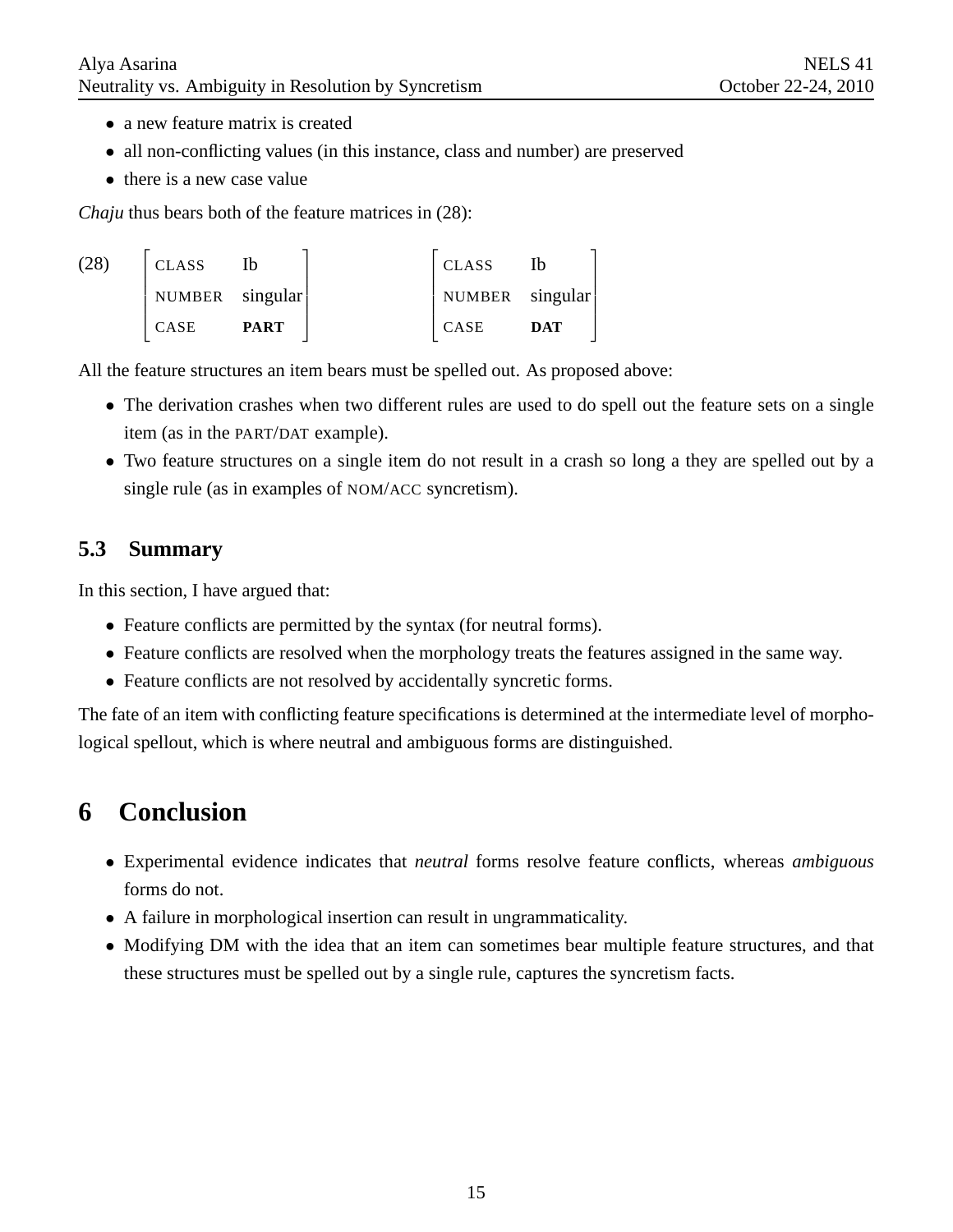- a new feature matrix is created
- all non-conflicting values (in this instance, class and number) are preserved
- there is a new case value

*Chaju* thus bears both of the feature matrices in (28):

(28)

| CLASS | Ib |
|---|---|
| NUMBER | singular |
| CASE | **PART** |

| CLASS | Ib |
|---|---|
| NUMBER | singular |
| CASE | **DAT** |

All the feature structures an item bears must be spelled out. As proposed above:

- The derivation crashes when two different rules are used to do spell out the feature sets on a single item (as in the PART/DAT example).
- Two feature structures on a single item do not result in a crash so long a they are spelled out by a single rule (as in examples of NOM/ACC syncretism).

## 5.3 Summary

In this section, I have argued that:

- Feature conflicts are permitted by the syntax (for neutral forms).
- Feature conflicts are resolved when the morphology treats the features assigned in the same way.
- Feature conflicts are not resolved by accidentally syncretic forms.

The fate of an item with conflicting feature specifications is determined at the intermediate level of morphological spellout, which is where neutral and ambiguous forms are distinguished.

# 6 Conclusion

- Experimental evidence indicates that *neutral* forms resolve feature conflicts, whereas *ambiguous* forms do not.
- A failure in morphological insertion can result in ungrammaticality.
- Modifying DM with the idea that an item can sometimes bear multiple feature structures, and that these structures must be spelled out by a single rule, captures the syncretism facts.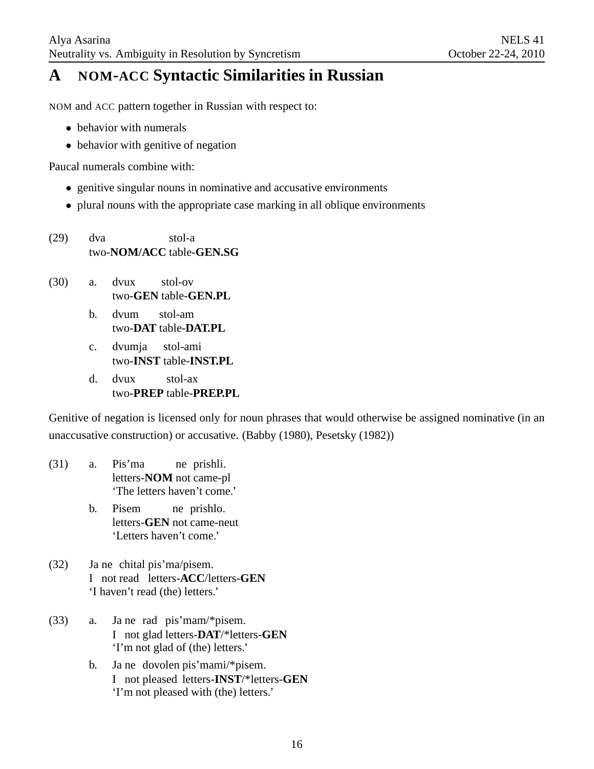# A NOM-ACC Syntactic Similarities in Russian

NOM and ACC pattern together in Russian with respect to:

- behavior with numerals
- behavior with genitive of negation

Paucal numerals combine with:

- genitive singular nouns in nominative and accusative environments
- plural nouns with the appropriate case marking in all oblique environments

(29) dva stol-a
two-**NOM/ACC** table-**GEN.SG**

(30) a. dvux stol-ov
two-**GEN** table-**GEN.PL**

b. dvum stol-am
two-**DAT** table-**DAT.PL**

c. dvumja stol-ami
two-**INST** table-**INST.PL**

d. dvux stol-ax
two-**PREP** table-**PREP.PL**

Genitive of negation is licensed only for noun phrases that would otherwise be assigned nominative (in an unaccusative construction) or accusative. (Babby (1980), Pesetsky (1982))

(31) a. Pis'ma ne prishli.
letters-**NOM** not came-pl
'The letters haven't come.'

b. Pisem ne prishlo.
letters-**GEN** not came-neut
'Letters haven't come.'

(32) Ja ne chital pis'ma/pisem.
I not read letters-**ACC**/letters-**GEN**
'I haven't read (the) letters.'

(33) a. Ja ne rad pis'mam/*pisem.
I not glad letters-**DAT**/*letters-**GEN**
'I'm not glad of (the) letters.'

b. Ja ne dovolen pis'mami/*pisem.
I not pleased letters-**INST**/*letters-**GEN**
'I'm not pleased with (the) letters.'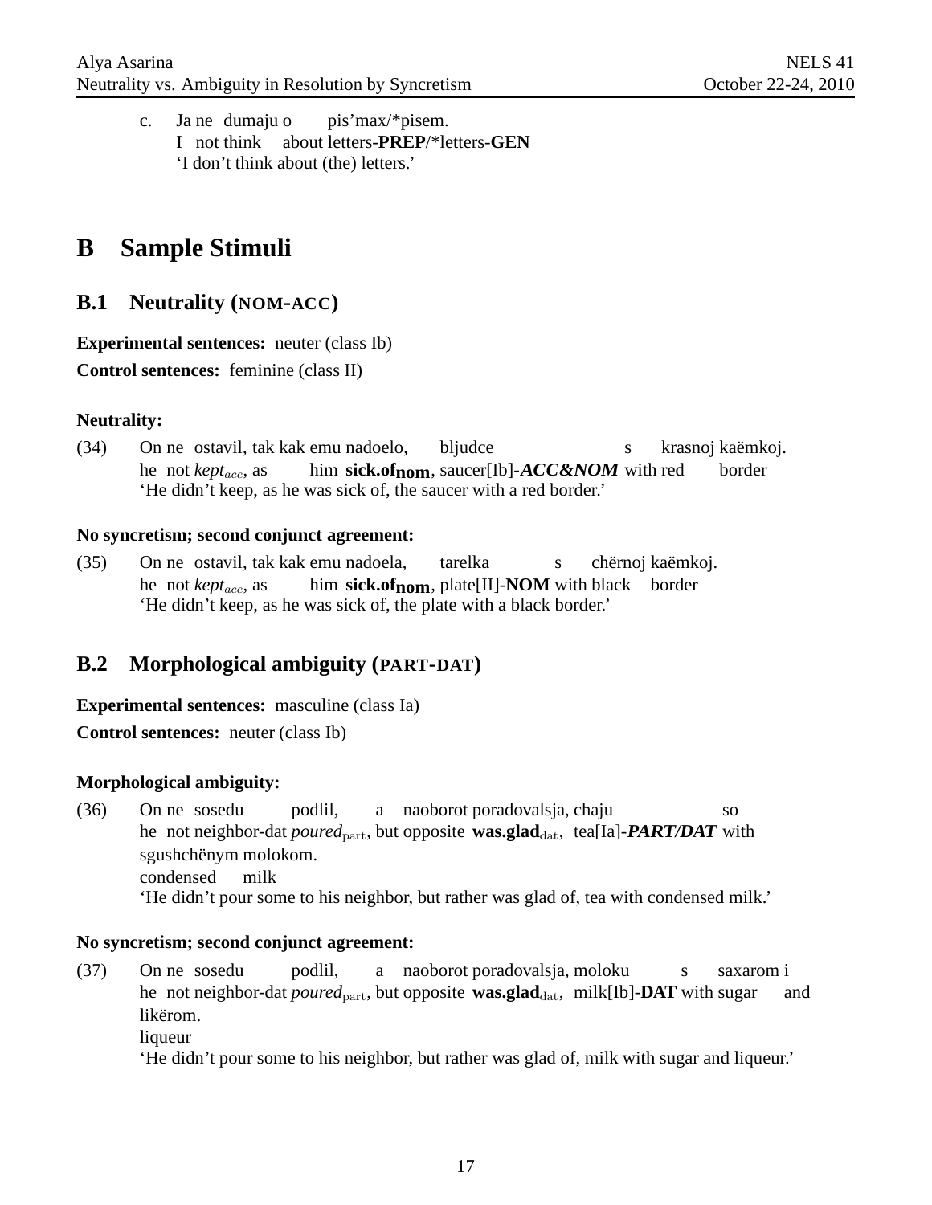c. Ja ne dumaju o pis'max/*pisem.
   I not think about letters-**PREP**/*letters-**GEN**
   'I don't think about (the) letters.'

# B Sample Stimuli

## B.1 Neutrality (NOM-ACC)

**Experimental sentences:** neuter (class Ib)

**Control sentences:** feminine (class II)

**Neutrality:**

(34) On ne ostavil, tak kak emu nadoelo, bljudce s krasnoj kaëmkoj.
he not *kept*$_{acc}$, as him **sick.of**$_{\mathbf{nom}}$, saucer[Ib]-***ACC&NOM*** with red border
'He didn't keep, as he was sick of, the saucer with a red border.'

**No syncretism; second conjunct agreement:**

(35) On ne ostavil, tak kak emu nadoela, tarelka s chërnoj kaëmkoj.
he not *kept*$_{acc}$, as him **sick.of**$_{\mathbf{nom}}$, plate[II]-**NOM** with black border
'He didn't keep, as he was sick of, the plate with a black border.'

## B.2 Morphological ambiguity (PART-DAT)

**Experimental sentences:** masculine (class Ia)

**Control sentences:** neuter (class Ib)

**Morphological ambiguity:**

(36) On ne sosedu podlil, a naoborot poradovalsja, chaju so sgushchënym molokom.
he not neighbor-dat *poured*$_{\text{part}}$, but opposite **was.glad**$_{\text{dat}}$, tea[Ia]-***PART/DAT*** with condensed milk
'He didn't pour some to his neighbor, but rather was glad of, tea with condensed milk.'

**No syncretism; second conjunct agreement:**

(37) On ne sosedu podlil, a naoborot poradovalsja, moloku s saxarom i likërom.
he not neighbor-dat *poured*$_{\text{part}}$, but opposite **was.glad**$_{\text{dat}}$, milk[Ib]-**DAT** with sugar and liqueur
'He didn't pour some to his neighbor, but rather was glad of, milk with sugar and liqueur.'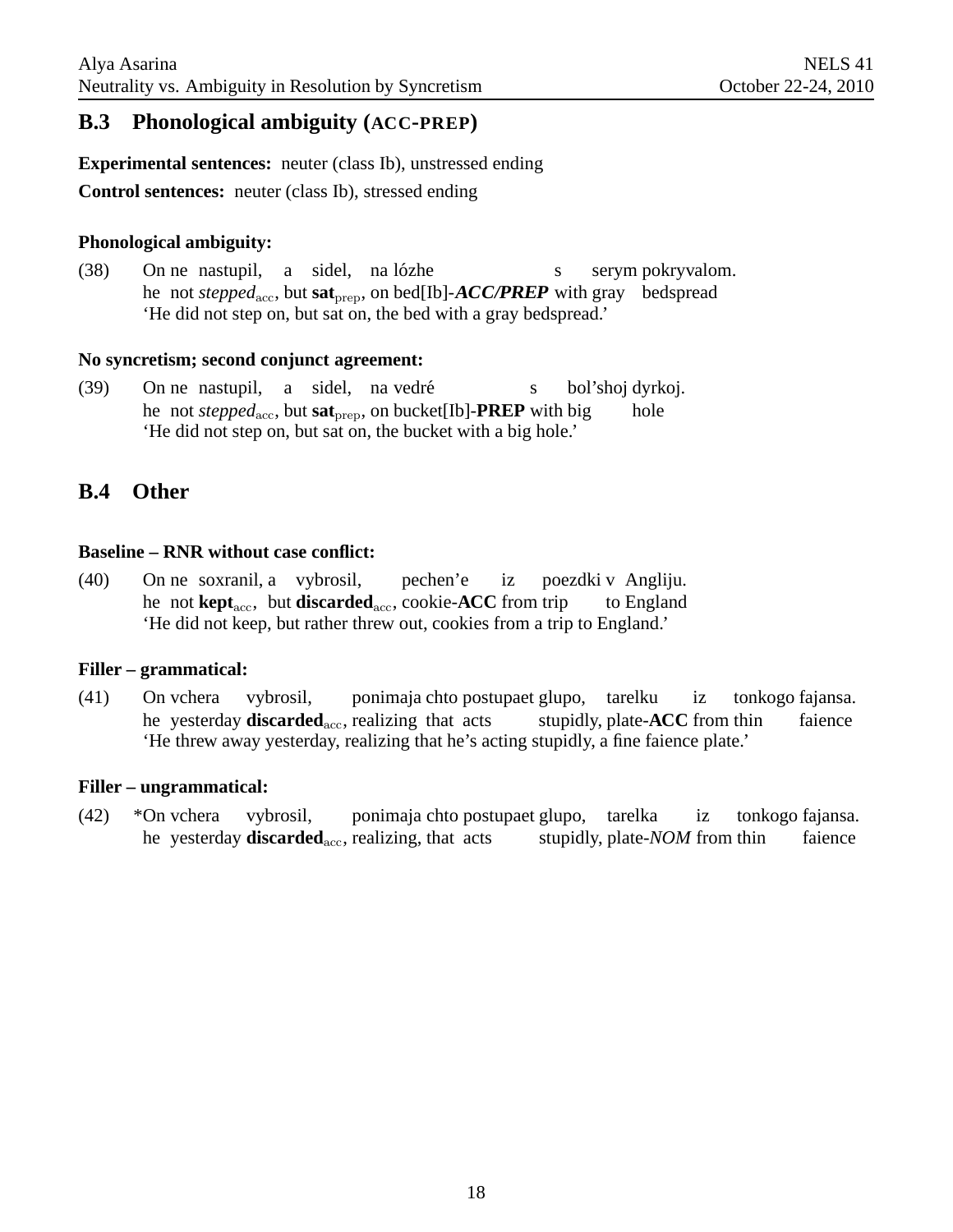## B.3 Phonological ambiguity (ACC-PREP)

**Experimental sentences:** neuter (class Ib), unstressed ending

**Control sentences:** neuter (class Ib), stressed ending

**Phonological ambiguity:**

(38) On ne nastupil, a sidel, na lózhe s serym pokryvalom.
he not *stepped*$_{\text{acc}}$, but **sat**$_{\text{prep}}$, on bed[Ib]-***ACC/PREP*** with gray bedspread
'He did not step on, but sat on, the bed with a gray bedspread.'

**No syncretism; second conjunct agreement:**

(39) On ne nastupil, a sidel, na vedré s bol'shoj dyrkoj.
he not *stepped*$_{\text{acc}}$, but **sat**$_{\text{prep}}$, on bucket[Ib]-**PREP** with big hole
'He did not step on, but sat on, the bucket with a big hole.'

## B.4 Other

**Baseline – RNR without case conflict:**

(40) On ne soxranil, a vybrosil, pechen'e iz poezdki v Angliju.
he not **kept**$_{\text{acc}}$, but **discarded**$_{\text{acc}}$, cookie-**ACC** from trip to England
'He did not keep, but rather threw out, cookies from a trip to England.'

**Filler – grammatical:**

(41) On vchera vybrosil, ponimaja chto postupaet glupo, tarelku iz tonkogo fajansa.
he yesterday **discarded**$_{\text{acc}}$, realizing that acts stupidly, plate-**ACC** from thin faience
'He threw away yesterday, realizing that he's acting stupidly, a fine faience plate.'

**Filler – ungrammatical:**

(42) *On vchera vybrosil, ponimaja chto postupaet glupo, tarelka iz tonkogo fajansa.
he yesterday **discarded**$_{\text{acc}}$, realizing, that acts stupidly, plate-*NOM* from thin faience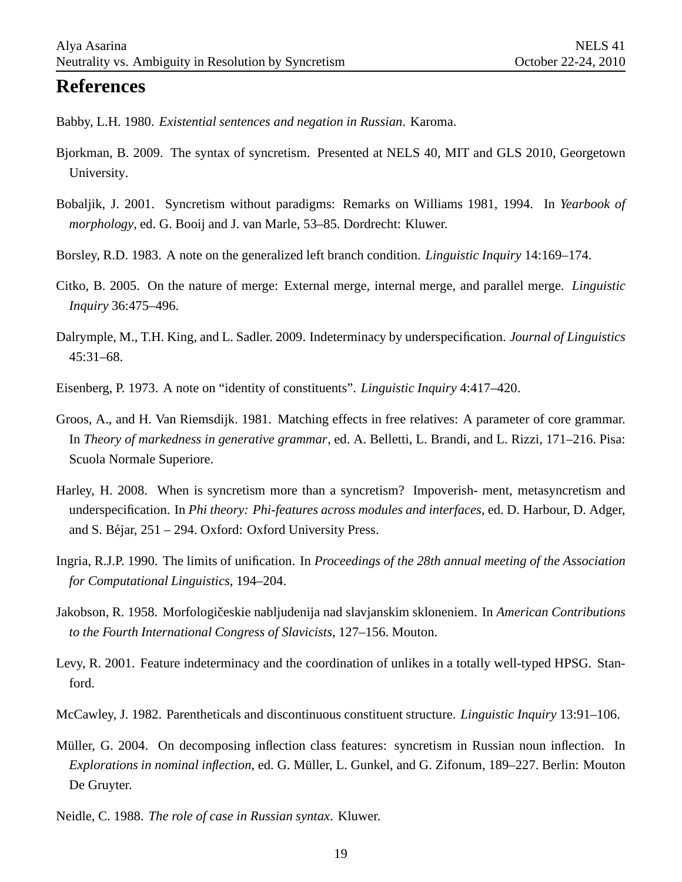# References

Babby, L.H. 1980. *Existential sentences and negation in Russian*. Karoma.

Bjorkman, B. 2009. The syntax of syncretism. Presented at NELS 40, MIT and GLS 2010, Georgetown University.

Bobaljik, J. 2001. Syncretism without paradigms: Remarks on Williams 1981, 1994. In *Yearbook of morphology*, ed. G. Booij and J. van Marle, 53–85. Dordrecht: Kluwer.

Borsley, R.D. 1983. A note on the generalized left branch condition. *Linguistic Inquiry* 14:169–174.

Citko, B. 2005. On the nature of merge: External merge, internal merge, and parallel merge. *Linguistic Inquiry* 36:475–496.

Dalrymple, M., T.H. King, and L. Sadler. 2009. Indeterminacy by underspecification. *Journal of Linguistics* 45:31–68.

Eisenberg, P. 1973. A note on "identity of constituents". *Linguistic Inquiry* 4:417–420.

Groos, A., and H. Van Riemsdijk. 1981. Matching effects in free relatives: A parameter of core grammar. In *Theory of markedness in generative grammar*, ed. A. Belletti, L. Brandi, and L. Rizzi, 171–216. Pisa: Scuola Normale Superiore.

Harley, H. 2008. When is syncretism more than a syncretism? Impoverish- ment, metasyncretism and underspecification. In *Phi theory: Phi-features across modules and interfaces*, ed. D. Harbour, D. Adger, and S. Béjar, 251 – 294. Oxford: Oxford University Press.

Ingria, R.J.P. 1990. The limits of unification. In *Proceedings of the 28th annual meeting of the Association for Computational Linguistics*, 194–204.

Jakobson, R. 1958. Morfologičeskie nabljudenija nad slavjanskim skloneniem. In *American Contributions to the Fourth International Congress of Slavicists*, 127–156. Mouton.

Levy, R. 2001. Feature indeterminacy and the coordination of unlikes in a totally well-typed HPSG. Stanford.

McCawley, J. 1982. Parentheticals and discontinuous constituent structure. *Linguistic Inquiry* 13:91–106.

Müller, G. 2004. On decomposing inflection class features: syncretism in Russian noun inflection. In *Explorations in nominal inflection*, ed. G. Müller, L. Gunkel, and G. Zifonum, 189–227. Berlin: Mouton De Gruyter.

Neidle, C. 1988. *The role of case in Russian syntax*. Kluwer.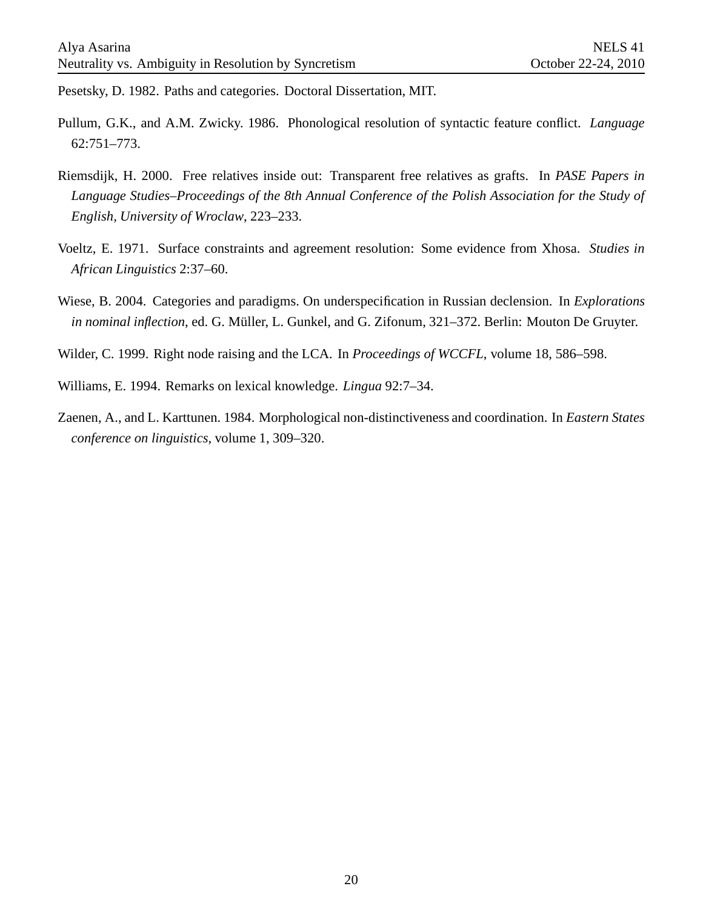Pesetsky, D. 1982. Paths and categories. Doctoral Dissertation, MIT.

Pullum, G.K., and A.M. Zwicky. 1986. Phonological resolution of syntactic feature conflict. *Language* 62:751–773.

Riemsdijk, H. 2000. Free relatives inside out: Transparent free relatives as grafts. In *PASE Papers in Language Studies–Proceedings of the 8th Annual Conference of the Polish Association for the Study of English, University of Wroclaw*, 223–233.

Voeltz, E. 1971. Surface constraints and agreement resolution: Some evidence from Xhosa. *Studies in African Linguistics* 2:37–60.

Wiese, B. 2004. Categories and paradigms. On underspecification in Russian declension. In *Explorations in nominal inflection*, ed. G. Müller, L. Gunkel, and G. Zifonum, 321–372. Berlin: Mouton De Gruyter.

Wilder, C. 1999. Right node raising and the LCA. In *Proceedings of WCCFL*, volume 18, 586–598.

Williams, E. 1994. Remarks on lexical knowledge. *Lingua* 92:7–34.

Zaenen, A., and L. Karttunen. 1984. Morphological non-distinctiveness and coordination. In *Eastern States conference on linguistics*, volume 1, 309–320.